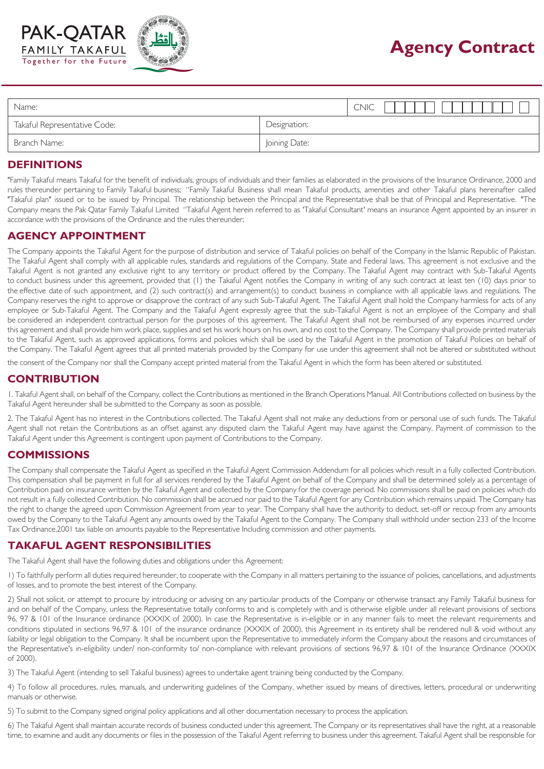PAK-QATAR FAMILY TAKAFUL
Together for the Future

# Agency Contract

| Name: | | CNIC |
|---|---|---|
| Takaful Representative Code: | Designation: | |
| Branch Name: | Joining Date: | |

## DEFINITIONS

"Family Takaful means Takaful for the benefit of individuals, groups of individuals and their families as elaborated in the provisions of the Insurance Ordinance, 2000 and rules thereunder pertaining to Family Takaful business; "Family Takaful Business shall mean Family Takaful products, amenities and other Takaful plans hereinafter called "Takaful plan" issued or to be issued by Principal. The relationship between the Principal and the Representative shall be that of Principal and Representative. "The Company means the Pak Qatar Family Takaful Limited "Takaful Agent herein referred to as 'Takaful Consultant' means an insurance Agent appointed by an insurer in accordance with the provisions of the Ordinance and the rules thereunder;

## AGENCY APPOINTMENT

The Company appoints the Takaful Agent for the purpose of distribution and service of Takaful policies on behalf of the Company in the Islamic Republic of Pakistan. The Takaful Agent shall comply with all applicable rules, standards and regulations of the Company, State and Federal laws. This agreement is not exclusive and the Takaful Agent is not granted any exclusive right to any territory or product offered by the Company. The Takaful Agent may contract with Sub-Takaful Agents to conduct business under this agreement, provided that (1) the Takaful Agent notifies the Company in writing of any such contract at least ten (10) days prior to the effective date of such appointment, and (2) such contract(s) and arrangement(s) to conduct business in compliance with all applicable laws and regulations. The Company reserves the right to approve or disapprove the contract of any such Sub-Takaful Agent. The Takaful Agent shall hold the Company harmless for acts of any employee or Sub-Takaful Agent. The Company and the Takaful Agent expressly agree that the sub-Takaful Agent is not an employee of the Company and shall be considered an independent contractual person for the purposes of this agreement. The Takaful Agent shall not be reimbursed of any expenses incurred under this agreement and shall provide him work place, supplies and set his work hours on his own, and no cost to the Company. The Company shall provide printed materials to the Takaful Agent, such as approved applications, forms and policies which shall be used by the Takaful Agent in the promotion of Takaful Policies on behalf of the Company. The Takaful Agent agrees that all printed materials provided by the Company for use under this agreement shall not be altered or substituted without the consent of the Company nor shall the Company accept printed material from the Takaful Agent in which the form has been altered or substituted.

## CONTRIBUTION

1. Takaful Agent shall, on behalf of the Company, collect the Contributions as mentioned in the Branch Operations Manual. All Contributions collected on business by the Takaful Agent hereunder shall be submitted to the Company as soon as possible.

2. The Takaful Agent has no interest in the Contributions collected. The Takaful Agent shall not make any deductions from or personal use of such funds. The Takaful Agent shall not retain the Contributions as an offset against any disputed claim the Takaful Agent may have against the Company. Payment of commission to the Takaful Agent under this Agreement is contingent upon payment of Contributions to the Company.

## COMMISSIONS

The Company shall compensate the Takaful Agent as specified in the Takaful Agent Commission Addendum for all policies which result in a fully collected Contribution. This compensation shall be payment in full for all services rendered by the Takaful Agent on behalf of the Company and shall be determined solely as a percentage of Contribution paid on insurance written by the Takaful Agent and collected by the Company for the coverage period. No commissions shall be paid on policies which do not result in a fully collected Contribution. No commission shall be accrued nor paid to the Takaful Agent for any Contribution which remains unpaid. The Company has the right to change the agreed upon Commission Agreement from year to year. The Company shall have the authority to deduct, set-off or recoup from any amounts owed by the Company to the Takaful Agent any amounts owed by the Takaful Agent to the Company. The Company shall withhold under section 233 of the Income Tax Ordinance,2001 tax liable on amounts payable to the Representative Including commission and other payments.

## TAKAFUL AGENT RESPONSIBILITIES

The Takaful Agent shall have the following duties and obligations under this Agreement:

1) To faithfully perform all duties required hereunder, to cooperate with the Company in all matters pertaining to the issuance of policies, cancellations, and adjustments of losses, and to promote the best interest of the Company.

2) Shall not solicit, or attempt to procure by introducing or advising on any particular products of the Company or otherwise transact any Family Takaful business for and on behalf of the Company, unless the Representative totally conforms to and is completely with and is otherwise eligible under all relevant provisions of sections 96, 97 & 101 of the Insurance ordinance (XXXIX of 2000). In case the Representative is in-eligible or in any manner fails to meet the relevant requirements and conditions stipulated in sections 96,97 & 101 of the insurance ordinance (XXXIX of 2000), this Agreement in its entirety shall be rendered null & void without any liability or legal obligation to the Company. It shall be incumbent upon the Representative to immediately inform the Company about the reasons and circumstances of the Representative's in-eligibility under/ non-conformity to/ non-compliance with relevant provisions of sections 96,97 & 101 of the Insurance Ordinance (XXXIX of 2000).

3) The Takaful Agent (intending to sell Takaful business) agrees to undertake agent training being conducted by the Company.

4) To follow all procedures, rules, manuals, and underwriting guidelines of the Company, whether issued by means of directives, letters, procedural or underwriting manuals or otherwise.

5) To submit to the Company signed original policy applications and all other documentation necessary to process the application.

6) The Takaful Agent shall maintain accurate records of business conducted under this agreement. The Company or its representatives shall have the right, at a reasonable time, to examine and audit any documents or files in the possession of the Takaful Agent referring to business under this agreement. Takaful Agent shall be responsible for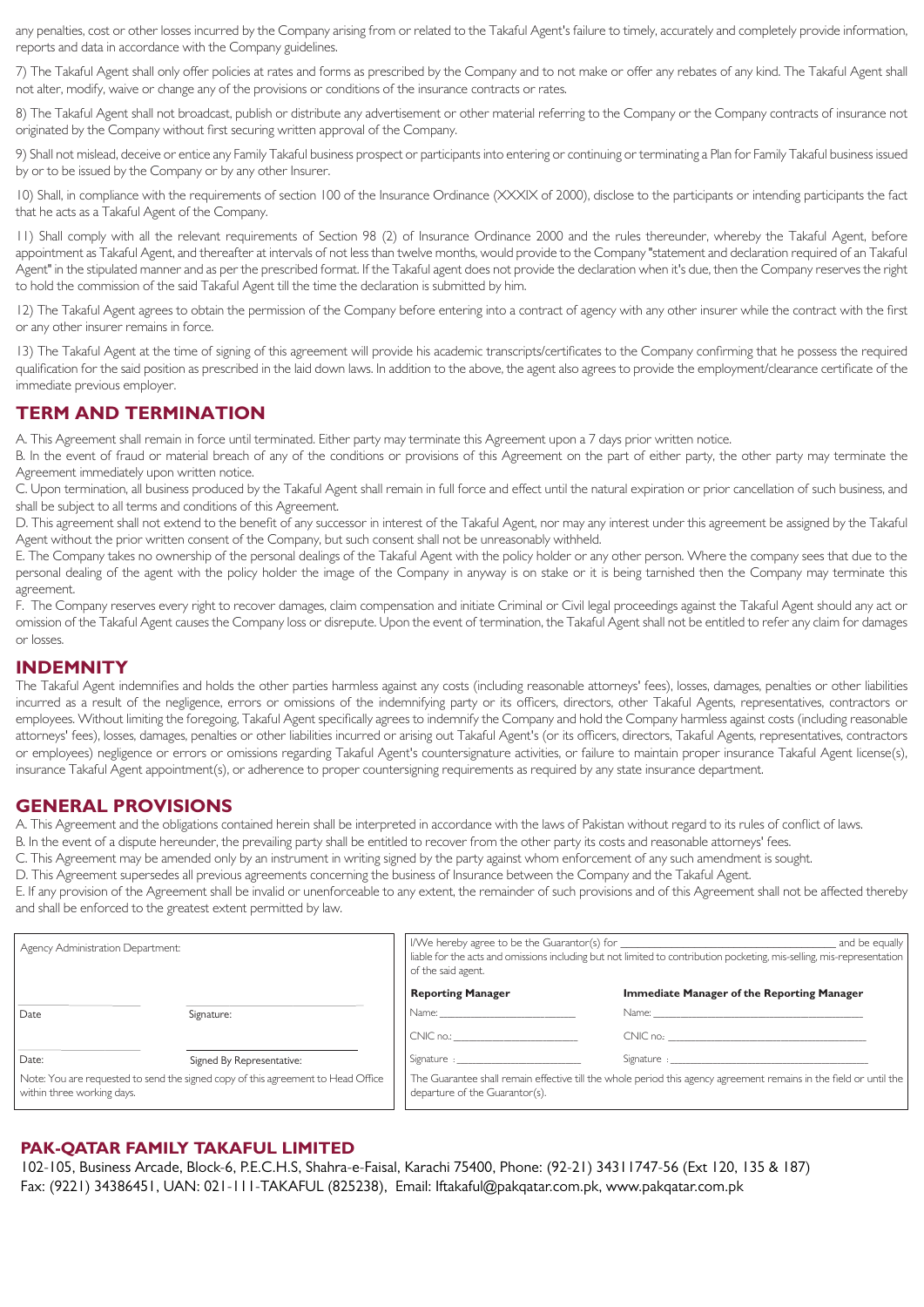any penalties, cost or other losses incurred by the Company arising from or related to the Takaful Agent's failure to timely, accurately and completely provide information, reports and data in accordance with the Company guidelines.

7) The Takaful Agent shall only offer policies at rates and forms as prescribed by the Company and to not make or offer any rebates of any kind. The Takaful Agent shall not alter, modify, waive or change any of the provisions or conditions of the insurance contracts or rates.

8) The Takaful Agent shall not broadcast, publish or distribute any advertisement or other material referring to the Company or the Company contracts of insurance not originated by the Company without first securing written approval of the Company.

9) Shall not mislead, deceive or entice any Family Takaful business prospect or participants into entering or continuing or terminating a Plan for Family Takaful business issued by or to be issued by the Company or by any other Insurer.

10) Shall, in compliance with the requirements of section 100 of the Insurance Ordinance (XXXIX of 2000), disclose to the participants or intending participants the fact that he acts as a Takaful Agent of the Company.

11) Shall comply with all the relevant requirements of Section 98 (2) of Insurance Ordinance 2000 and the rules thereunder, whereby the Takaful Agent, before appointment as Takaful Agent, and thereafter at intervals of not less than twelve months, would provide to the Company "statement and declaration required of an Takaful Agent" in the stipulated manner and as per the prescribed format. If the Takaful agent does not provide the declaration when it's due, then the Company reserves the right to hold the commission of the said Takaful Agent till the time the declaration is submitted by him.

12) The Takaful Agent agrees to obtain the permission of the Company before entering into a contract of agency with any other insurer while the contract with the first or any other insurer remains in force.

13) The Takaful Agent at the time of signing of this agreement will provide his academic transcripts/certificates to the Company confirming that he possess the required qualification for the said position as prescribed in the laid down laws. In addition to the above, the agent also agrees to provide the employment/clearance certificate of the immediate previous employer.

## TERM AND TERMINATION

A. This Agreement shall remain in force until terminated. Either party may terminate this Agreement upon a 7 days prior written notice.

B. In the event of fraud or material breach of any of the conditions or provisions of this Agreement on the part of either party, the other party may terminate the Agreement immediately upon written notice.

C. Upon termination, all business produced by the Takaful Agent shall remain in full force and effect until the natural expiration or prior cancellation of such business, and shall be subject to all terms and conditions of this Agreement.

D. This agreement shall not extend to the benefit of any successor in interest of the Takaful Agent, nor may any interest under this agreement be assigned by the Takaful Agent without the prior written consent of the Company, but such consent shall not be unreasonably withheld.

E. The Company takes no ownership of the personal dealings of the Takaful Agent with the policy holder or any other person. Where the company sees that due to the personal dealing of the agent with the policy holder the image of the Company in anyway is on stake or it is being tarnished then the Company may terminate this agreement.

F. The Company reserves every right to recover damages, claim compensation and initiate Criminal or Civil legal proceedings against the Takaful Agent should any act or omission of the Takaful Agent causes the Company loss or disrepute. Upon the event of termination, the Takaful Agent shall not be entitled to refer any claim for damages or losses.

## INDEMNITY

The Takaful Agent indemnifies and holds the other parties harmless against any costs (including reasonable attorneys' fees), losses, damages, penalties or other liabilities incurred as a result of the negligence, errors or omissions of the indemnifying party or its officers, directors, other Takaful Agents, representatives, contractors or employees. Without limiting the foregoing, Takaful Agent specifically agrees to indemnify the Company and hold the Company harmless against costs (including reasonable attorneys' fees), losses, damages, penalties or other liabilities incurred or arising out Takaful Agent's (or its officers, directors, Takaful Agents, representatives, contractors or employees) negligence or errors or omissions regarding Takaful Agent's countersignature activities, or failure to maintain proper insurance Takaful Agent license(s), insurance Takaful Agent appointment(s), or adherence to proper countersigning requirements as required by any state insurance department.

## GENERAL PROVISIONS

A. This Agreement and the obligations contained herein shall be interpreted in accordance with the laws of Pakistan without regard to its rules of conflict of laws.

B. In the event of a dispute hereunder, the prevailing party shall be entitled to recover from the other party its costs and reasonable attorneys' fees.

C. This Agreement may be amended only by an instrument in writing signed by the party against whom enforcement of any such amendment is sought.

D. This Agreement supersedes all previous agreements concerning the business of Insurance between the Company and the Takaful Agent.

E. If any provision of the Agreement shall be invalid or unenforceable to any extent, the remainder of such provisions and of this Agreement shall not be affected thereby and shall be enforced to the greatest extent permitted by law.

Agency Administration Department:

Date ____________ Signature: ____________

Date: ____________ Signed By Representative: ____________

Note: You are requested to send the signed copy of this agreement to Head Office within three working days.

I/We hereby agree to be the Guarantor(s) for ______________________ and be equally liable for the acts and omissions including but not limited to contribution pocketing, mis-selling, mis-representation of the said agent.

| **Reporting Manager** | **Immediate Manager of the Reporting Manager** |
|---|---|
| Name: ____________ | Name: ____________ |
| CNIC no.: ____________ | CNIC no.: ____________ |
| Signature : ____________ | Signature : ____________ |

The Guarantee shall remain effective till the whole period this agency agreement remains in the field or until the departure of the Guarantor(s).

**PAK-QATAR FAMILY TAKAFUL LIMITED**

102-105, Business Arcade, Block-6, P.E.C.H.S, Shahra-e-Faisal, Karachi 75400, Phone: (92-21) 34311747-56 (Ext 120, 135 & 187)
Fax: (9221) 34386451, UAN: 021-111-TAKAFUL (825238), Email: lftakaful@pakqatar.com.pk, www.pakqatar.com.pk